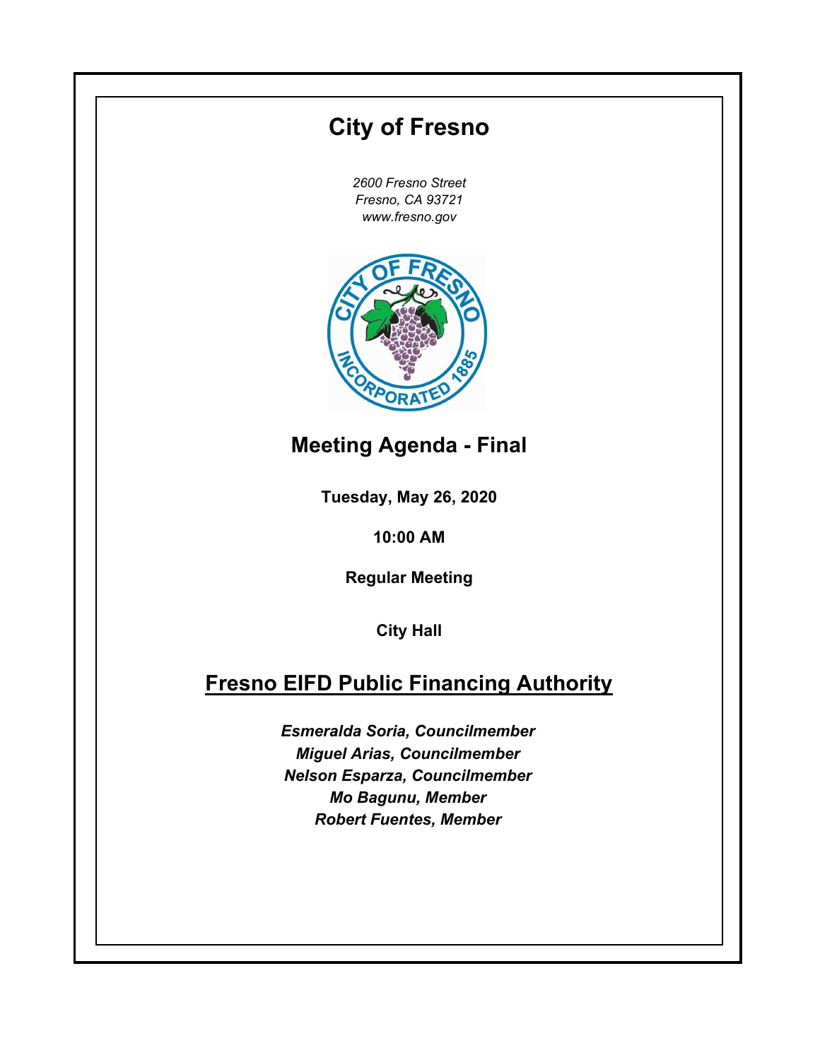# City of Fresno

*2600 Fresno Street*
*Fresno, CA 93721*
*www.fresno.gov*

## Meeting Agenda - Final

**Tuesday, May 26, 2020**

**10:00 AM**

**Regular Meeting**

**City Hall**

## Fresno EIFD Public Financing Authority

***Esmeralda Soria, Councilmember***
***Miguel Arias, Councilmember***
***Nelson Esparza, Councilmember***
***Mo Bagunu, Member***
***Robert Fuentes, Member***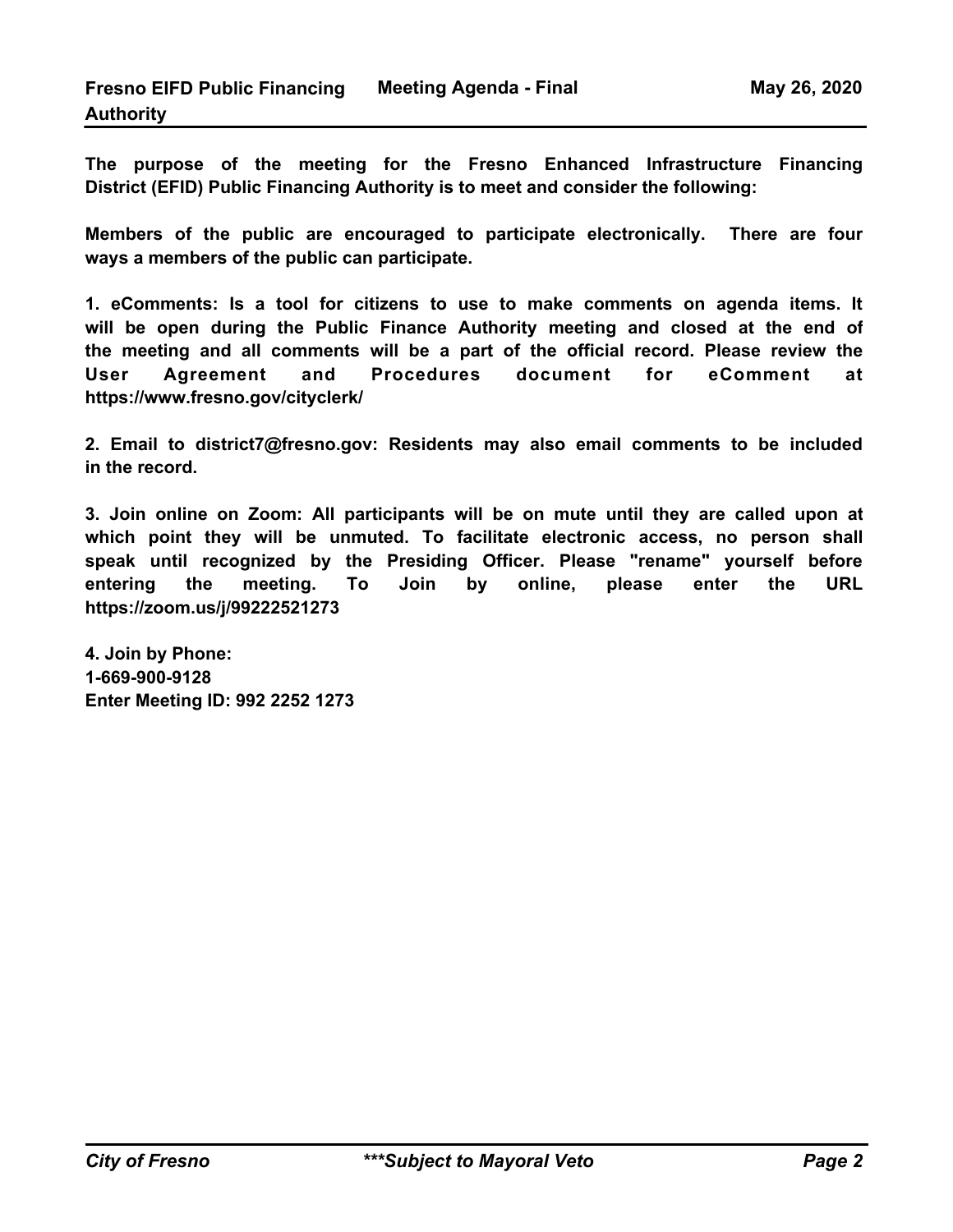**The purpose of the meeting for the Fresno Enhanced Infrastructure Financing District (EFID) Public Financing Authority is to meet and consider the following:**

**Members of the public are encouraged to participate electronically. There are four ways a members of the public can participate.**

**1. eComments: Is a tool for citizens to use to make comments on agenda items. It will be open during the Public Finance Authority meeting and closed at the end of the meeting and all comments will be a part of the official record. Please review the User Agreement and Procedures document for eComment at https://www.fresno.gov/cityclerk/**

**2. Email to district7@fresno.gov: Residents may also email comments to be included in the record.**

**3. Join online on Zoom: All participants will be on mute until they are called upon at which point they will be unmuted. To facilitate electronic access, no person shall speak until recognized by the Presiding Officer. Please "rename" yourself before entering the meeting. To Join by online, please enter the URL https://zoom.us/j/99222521273**

**4. Join by Phone:**
**1-669-900-9128**
**Enter Meeting ID: 992 2252 1273**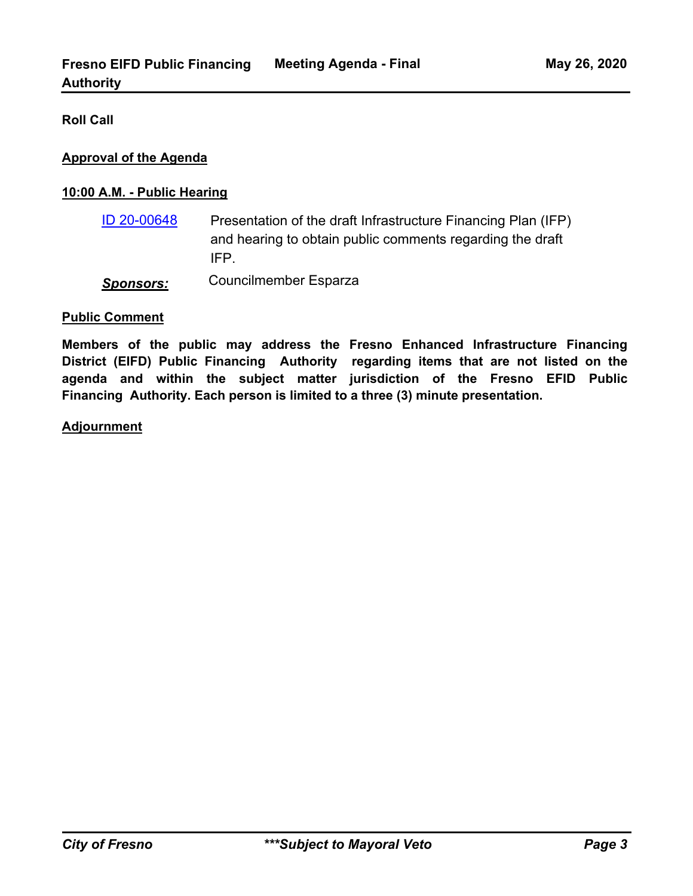**Roll Call**

**Approval of the Agenda**

**10:00 A.M. - Public Hearing**

ID 20-00648 Presentation of the draft Infrastructure Financing Plan (IFP) and hearing to obtain public comments regarding the draft IFP.

***Sponsors:*** Councilmember Esparza

**Public Comment**

**Members of the public may address the Fresno Enhanced Infrastructure Financing District (EIFD) Public Financing Authority regarding items that are not listed on the agenda and within the subject matter jurisdiction of the Fresno EFID Public Financing Authority. Each person is limited to a three (3) minute presentation.**

**Adjournment**